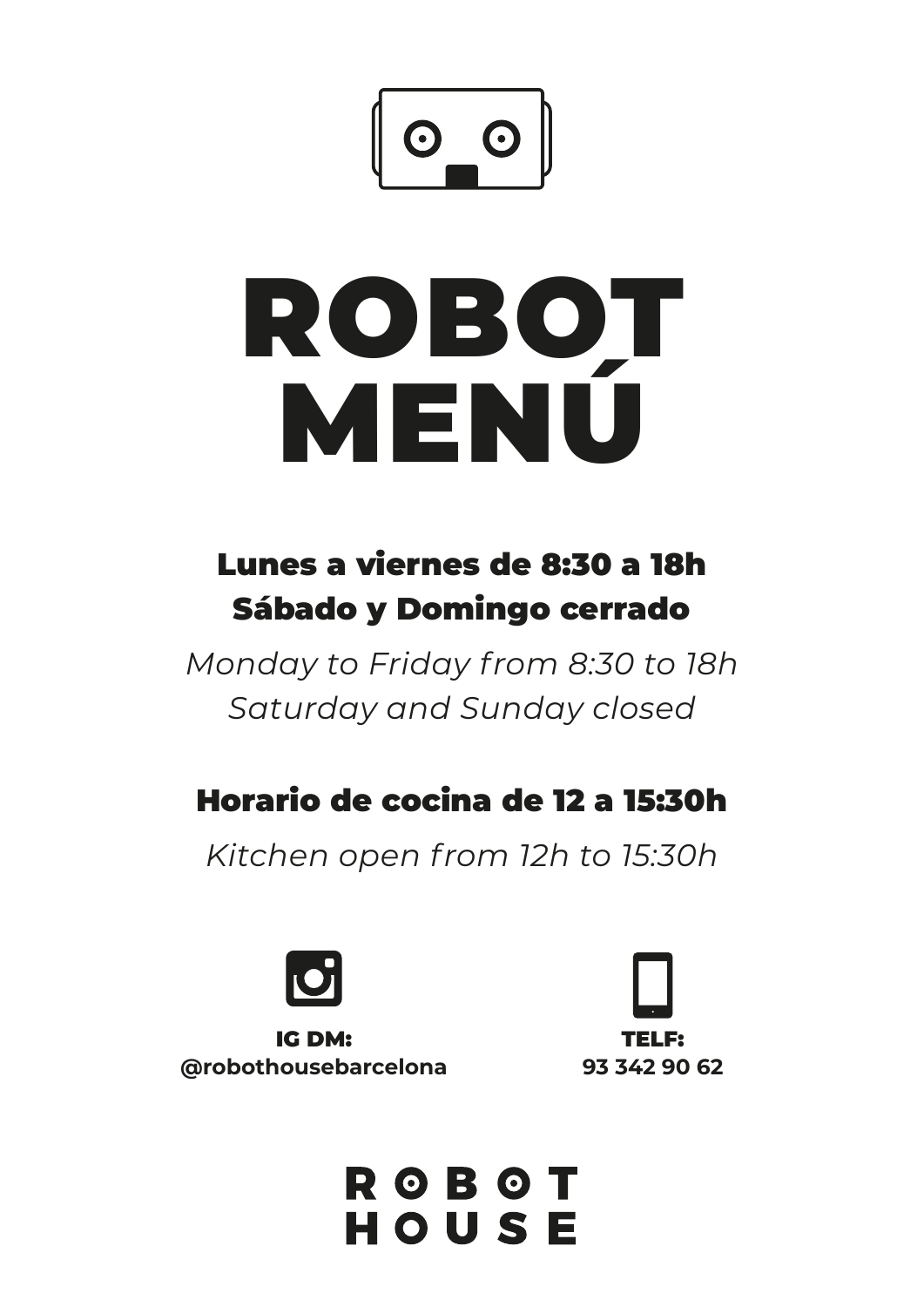# ROBOT MENÚ

**Lunes a viernes de 8:30 a 18h**
**Sábado y Domingo cerrado**

*Monday to Friday from 8:30 to 18h*
*Saturday and Sunday closed*

**Horario de cocina de 12 a 15:30h**

*Kitchen open from 12h to 15:30h*

**IG DM:**
**@robothousebarcelona**

**TELF:**
**93 342 90 62**

**ROBOT HOUSE**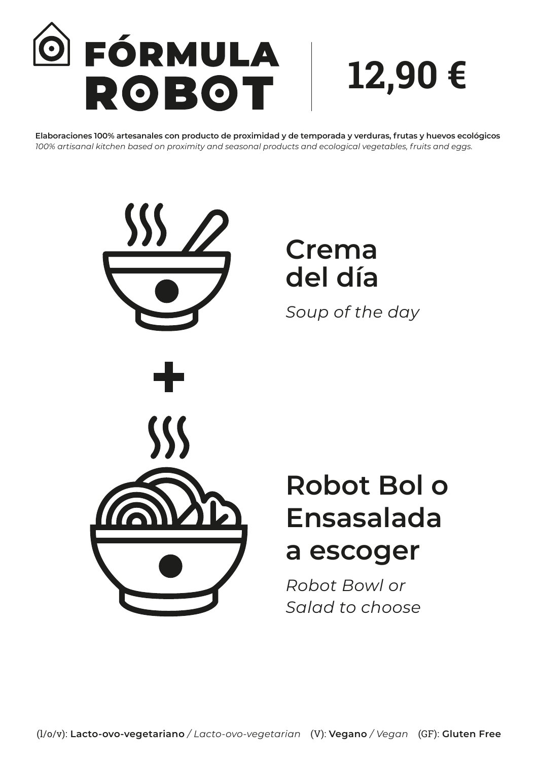# FÓRMULA ROBOT

## 12,90 €

**Elaboraciones 100% artesanales con producto de proximidad y de temporada y verduras, frutas y huevos ecológicos**
*100% artisanal kitchen based on proximity and seasonal products and ecological vegetables, fruits and eggs.*

## Crema del día

*Soup of the day*

+

## Robot Bol o Ensasalada a escoger

*Robot Bowl or Salad to choose*

(l/o/v): **Lacto-ovo-vegetariano** / *Lacto-ovo-vegetarian* (V): **Vegano** / *Vegan* (GF): **Gluten Free**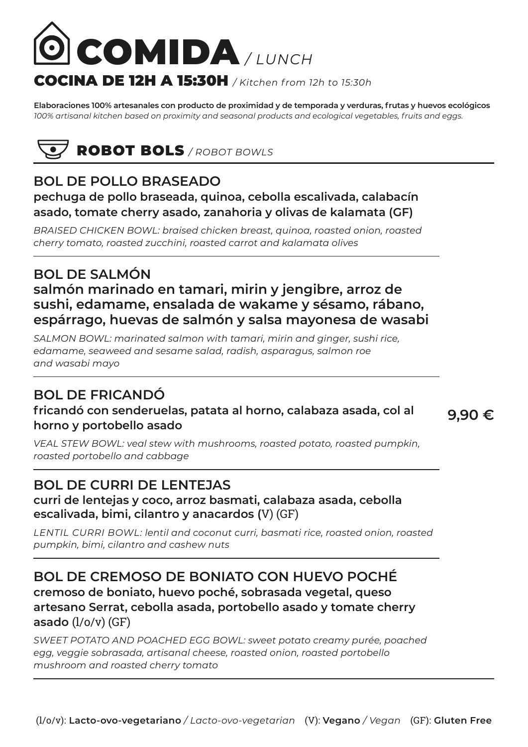# COMIDA */ LUNCH*

## COCINA DE 12H A 15:30H */ Kitchen from 12h to 15:30h*

**Elaboraciones 100% artesanales con producto de proximidad y de temporada y verduras, frutas y huevos ecológicos**
*100% artisanal kitchen based on proximity and seasonal products and ecological vegetables, fruits and eggs.*

## ROBOT BOLS */ ROBOT BOWLS*

### BOL DE POLLO BRASEADO

**pechuga de pollo braseada, quinoa, cebolla escalivada, calabacín asado, tomate cherry asado, zanahoria y olivas de kalamata (GF)**

*BRAISED CHICKEN BOWL: braised chicken breast, quinoa, roasted onion, roasted cherry tomato, roasted zucchini, roasted carrot and kalamata olives*

### BOL DE SALMÓN

**salmón marinado en tamari, mirin y jengibre, arroz de sushi, edamame, ensalada de wakame y sésamo, rábano, espárrago, huevas de salmón y salsa mayonesa de wasabi**

*SALMON BOWL: marinated salmon with tamari, mirin and ginger, sushi rice, edamame, seaweed and sesame salad, radish, asparagus, salmon roe and wasabi mayo*

### BOL DE FRICANDÓ

**fricandó con senderuelas, patata al horno, calabaza asada, col al horno y portobello asado**

*VEAL STEW BOWL: veal stew with mushrooms, roasted potato, roasted pumpkin, roasted portobello and cabbage*

**9,90 €**

### BOL DE CURRI DE LENTEJAS

**curri de lentejas y coco, arroz basmati, calabaza asada, cebolla escalivada, bimi, cilantro y anacardos (V) (GF)**

*LENTIL CURRI BOWL: lentil and coconut curri, basmati rice, roasted onion, roasted pumpkin, bimi, cilantro and cashew nuts*

### BOL DE CREMOSO DE BONIATO CON HUEVO POCHÉ

**cremoso de boniato, huevo poché, sobrasada vegetal, queso artesano Serrat, cebolla asada, portobello asado y tomate cherry asado (l/o/v) (GF)**

*SWEET POTATO AND POACHED EGG BOWL: sweet potato creamy purée, poached egg, veggie sobrasada, artisanal cheese, roasted onion, roasted portobello mushroom and roasted cherry tomato*

(l/o/v): **Lacto-ovo-vegetariano** */ Lacto-ovo-vegetarian* (V): **Vegano** */ Vegan* (GF): **Gluten Free**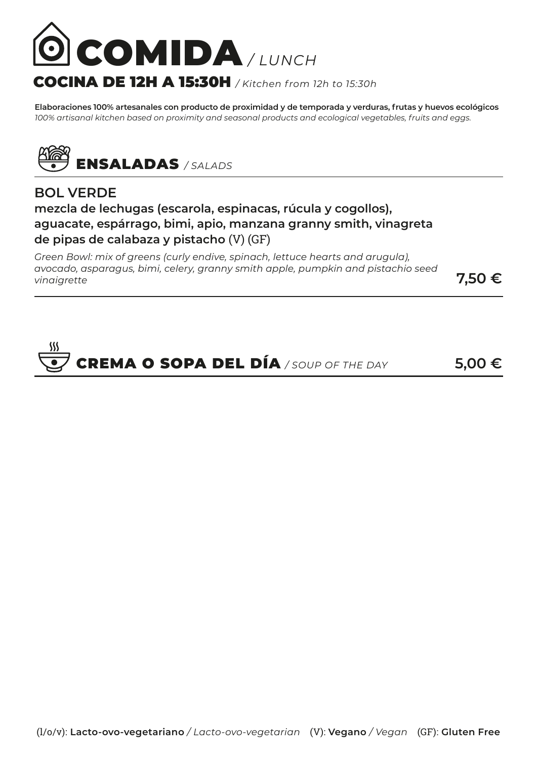# COMIDA / *LUNCH*

## COCINA DE 12H A 15:30H / *Kitchen from 12h to 15:30h*

**Elaboraciones 100% artesanales con producto de proximidad y de temporada y verduras, frutas y huevos ecológicos**
*100% artisanal kitchen based on proximity and seasonal products and ecological vegetables, fruits and eggs.*

## ENSALADAS / *SALADS*

### BOL VERDE

**mezcla de lechugas (escarola, espinacas, rúcula y cogollos), aguacate, espárrago, bimi, apio, manzana granny smith, vinagreta de pipas de calabaza y pistacho** (V) (GF)

*Green Bowl: mix of greens (curly endive, spinach, lettuce hearts and arugula), avocado, asparagus, bimi, celery, granny smith apple, pumpkin and pistachio seed vinaigrette*

**7,50 €**

## CREMA O SOPA DEL DÍA / *SOUP OF THE DAY* — 5,00 €

(l/o/v): **Lacto-ovo-vegetariano** / *Lacto-ovo-vegetarian* (V): **Vegano** / *Vegan* (GF): **Gluten Free**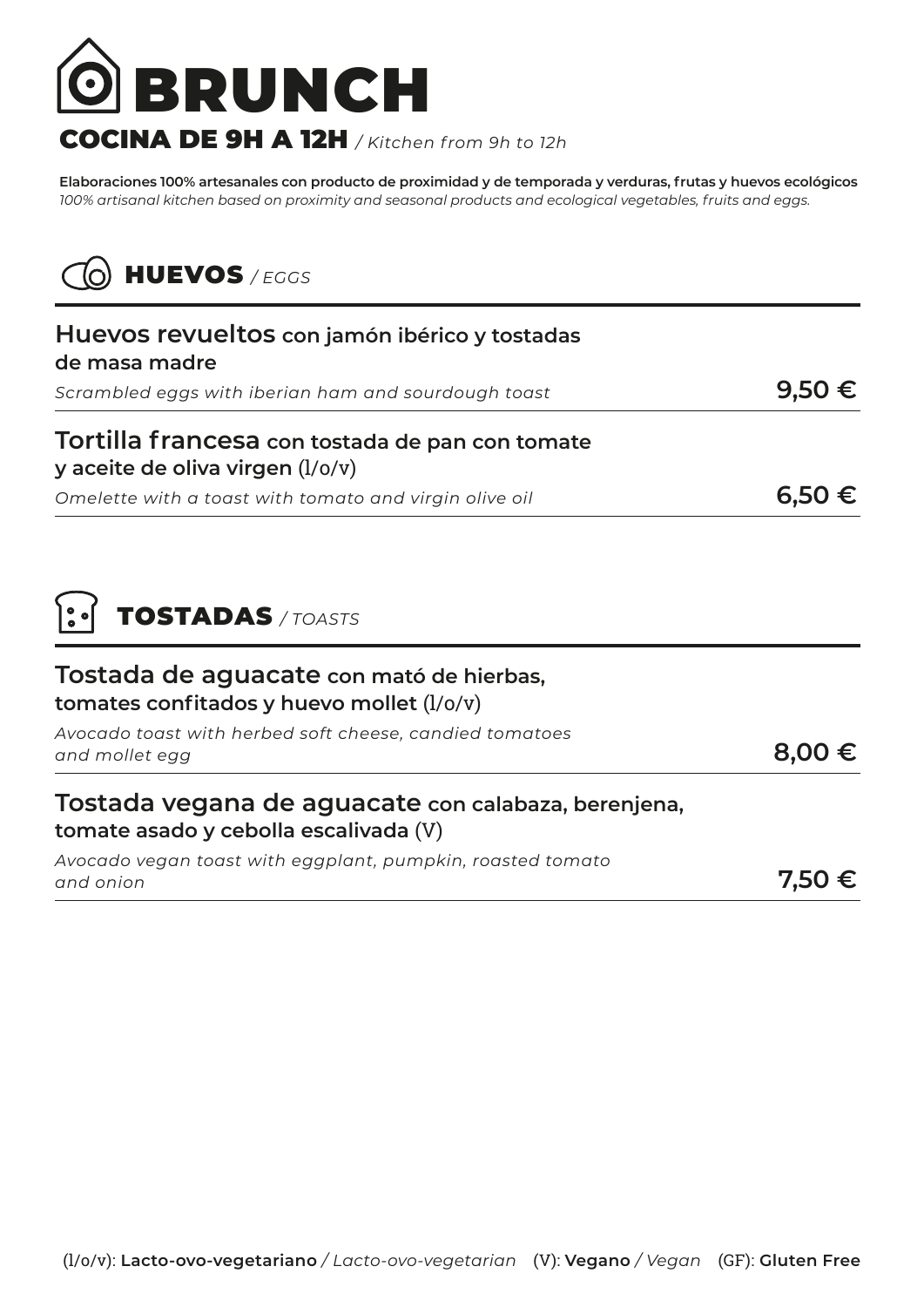# BRUNCH

## COCINA DE 9H A 12H / *Kitchen from 9h to 12h*

**Elaboraciones 100% artesanales con producto de proximidad y de temporada y verduras, frutas y huevos ecológicos**
*100% artisanal kitchen based on proximity and seasonal products and ecological vegetables, fruits and eggs.*

## HUEVOS / *EGGS*

**Huevos revueltos con jamón ibérico y tostadas de masa madre**
*Scrambled eggs with iberian ham and sourdough toast* — **9,50 €**

**Tortilla francesa con tostada de pan con tomate y aceite de oliva virgen** (l/o/v)
*Omelette with a toast with tomato and virgin olive oil* — **6,50 €**

## TOSTADAS / *TOASTS*

**Tostada de aguacate con mató de hierbas, tomates confitados y huevo mollet** (l/o/v)
*Avocado toast with herbed soft cheese, candied tomatoes and mollet egg* — **8,00 €**

**Tostada vegana de aguacate con calabaza, berenjena, tomate asado y cebolla escalivada** (V)
*Avocado vegan toast with eggplant, pumpkin, roasted tomato and onion* — **7,50 €**

(l/o/v): **Lacto-ovo-vegetariano** / *Lacto-ovo-vegetarian* (V): **Vegano** / *Vegan* (GF): **Gluten Free**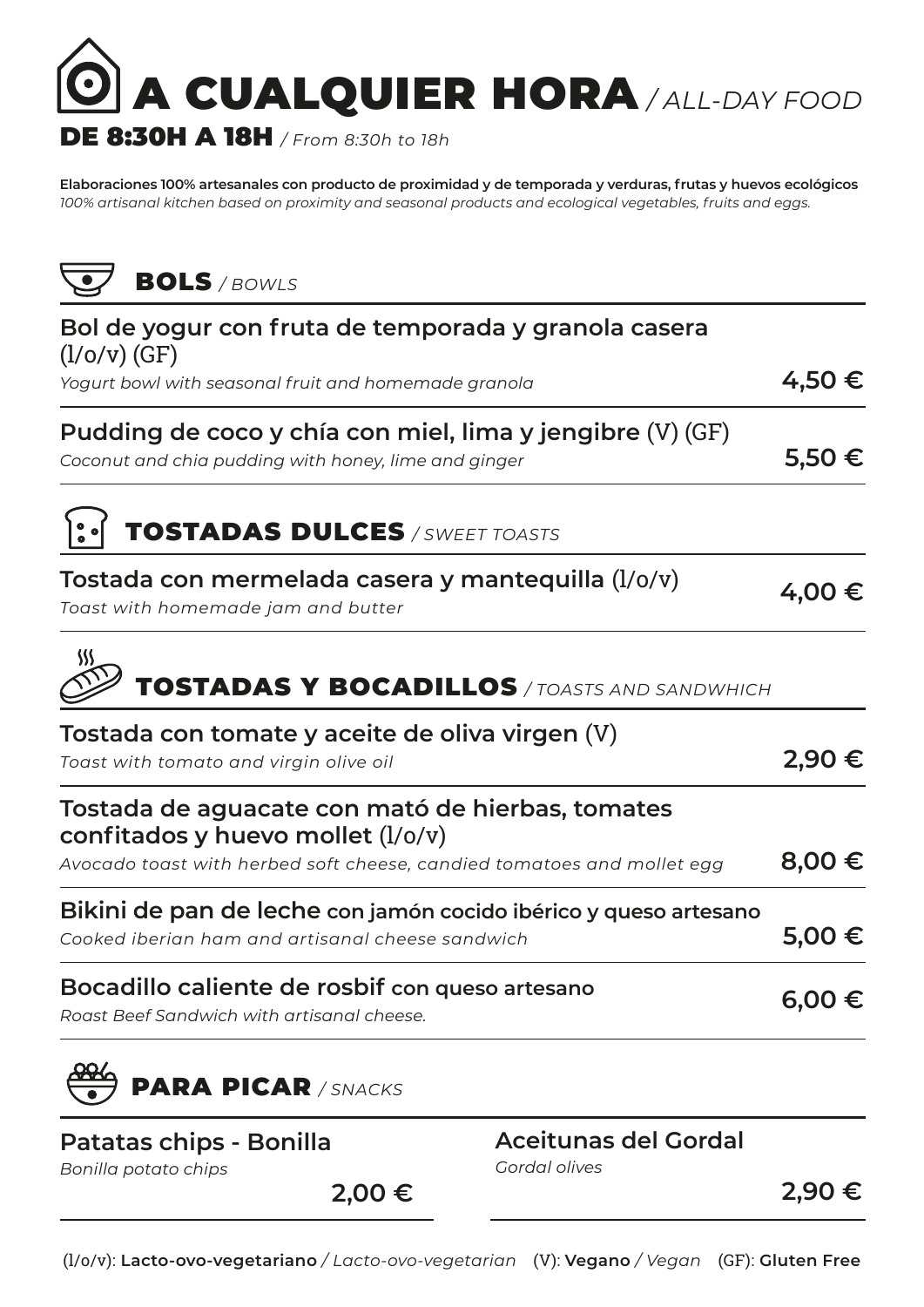# A CUALQUIER HORA */ ALL-DAY FOOD*

**DE 8:30H A 18H** */ From 8:30h to 18h*

**Elaboraciones 100% artesanales con producto de proximidad y de temporada y verduras, frutas y huevos ecológicos**
*100% artisanal kitchen based on proximity and seasonal products and ecological vegetables, fruits and eggs.*

## BOLS */ BOWLS*

**Bol de yogur con fruta de temporada y granola casera** (l/o/v) (GF)
*Yogurt bowl with seasonal fruit and homemade granola* — **4,50 €**

**Pudding de coco y chía con miel, lima y jengibre** (V) (GF)
*Coconut and chia pudding with honey, lime and ginger* — **5,50 €**

## TOSTADAS DULCES */ SWEET TOASTS*

**Tostada con mermelada casera y mantequilla** (l/o/v)
*Toast with homemade jam and butter* — **4,00 €**

## TOSTADAS Y BOCADILLOS */ TOASTS AND SANDWHICH*

**Tostada con tomate y aceite de oliva virgen** (V)
*Toast with tomato and virgin olive oil* — **2,90 €**

**Tostada de aguacate con mató de hierbas, tomates confitados y huevo mollet** (l/o/v)
*Avocado toast with herbed soft cheese, candied tomatoes and mollet egg* — **8,00 €**

**Bikini de pan de leche con jamón cocido ibérico y queso artesano**
*Cooked iberian ham and artisanal cheese sandwich* — **5,00 €**

**Bocadillo caliente de rosbif con queso artesano**
*Roast Beef Sandwich with artisanal cheese.* — **6,00 €**

## PARA PICAR */ SNACKS*

**Patatas chips - Bonilla**
*Bonilla potato chips* — **2,00 €**

**Aceitunas del Gordal**
*Gordal olives* — **2,90 €**

(l/o/v): **Lacto-ovo-vegetariano** */ Lacto-ovo-vegetarian* (V): **Vegano** */ Vegan* (GF): **Gluten Free**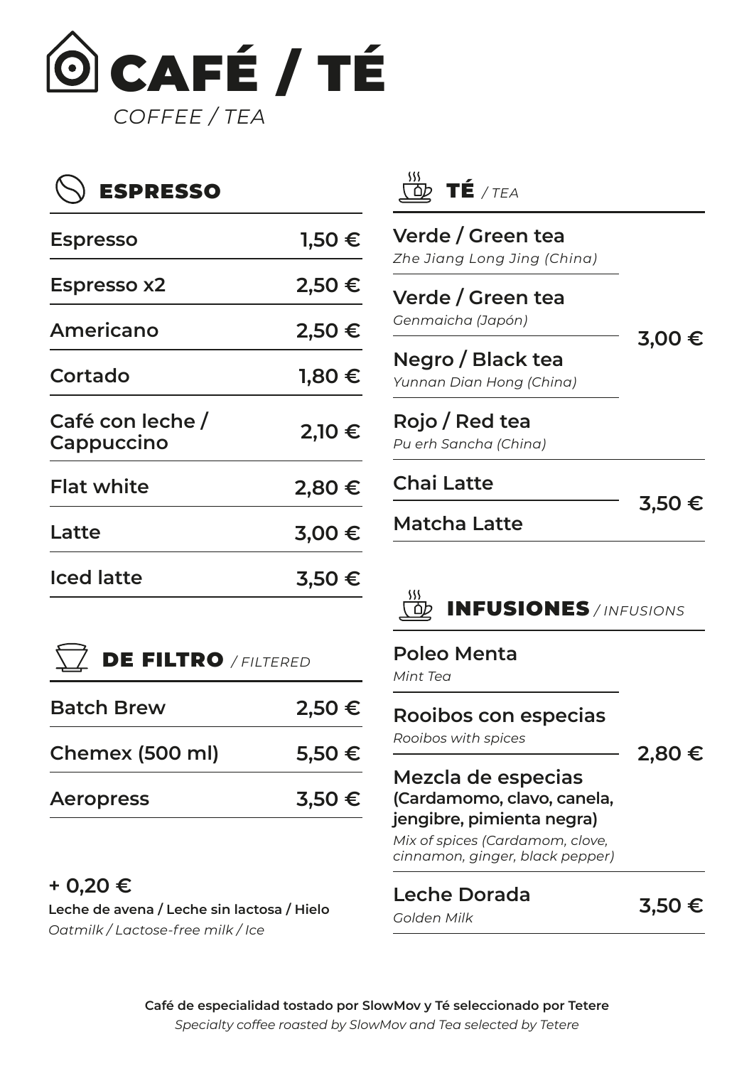# CAFÉ / TÉ

*COFFEE / TEA*

## ESPRESSO

| | |
|---|---|
| Espresso | 1,50 € |
| Espresso x2 | 2,50 € |
| Americano | 2,50 € |
| Cortado | 1,80 € |
| Café con leche / Cappuccino | 2,10 € |
| Flat white | 2,80 € |
| Latte | 3,00 € |
| Iced latte | 3,50 € |

## DE FILTRO / *FILTERED*

| | |
|---|---|
| Batch Brew | 2,50 € |
| Chemex (500 ml) | 5,50 € |
| Aeropress | 3,50 € |

**+ 0,20 €**

**Leche de avena / Leche sin lactosa / Hielo**

*Oatmilk / Lactose-free milk / Ice*

## TÉ / *TEA*

| | |
|---|---|
| **Verde / Green tea** *Zhe Jiang Long Jing (China)* | 3,00 € |
| **Verde / Green tea** *Genmaicha (Japón)* | |
| **Negro / Black tea** *Yunnan Dian Hong (China)* | |
| **Rojo / Red tea** *Pu erh Sancha (China)* | |
| **Chai Latte** | 3,50 € |
| **Matcha Latte** | |

## INFUSIONES / *INFUSIONS*

| | |
|---|---|
| **Poleo Menta** *Mint Tea* | 2,80 € |
| **Rooibos con especias** *Rooibos with spices* | |
| **Mezcla de especias (Cardamomo, clavo, canela, jengibre, pimienta negra)** *Mix of spices (Cardamom, clove, cinnamon, ginger, black pepper)* | |
| **Leche Dorada** *Golden Milk* | 3,50 € |

**Café de especialidad tostado por SlowMov y Té seleccionado por Tetere**

*Specialty coffee roasted by SlowMov and Tea selected by Tetere*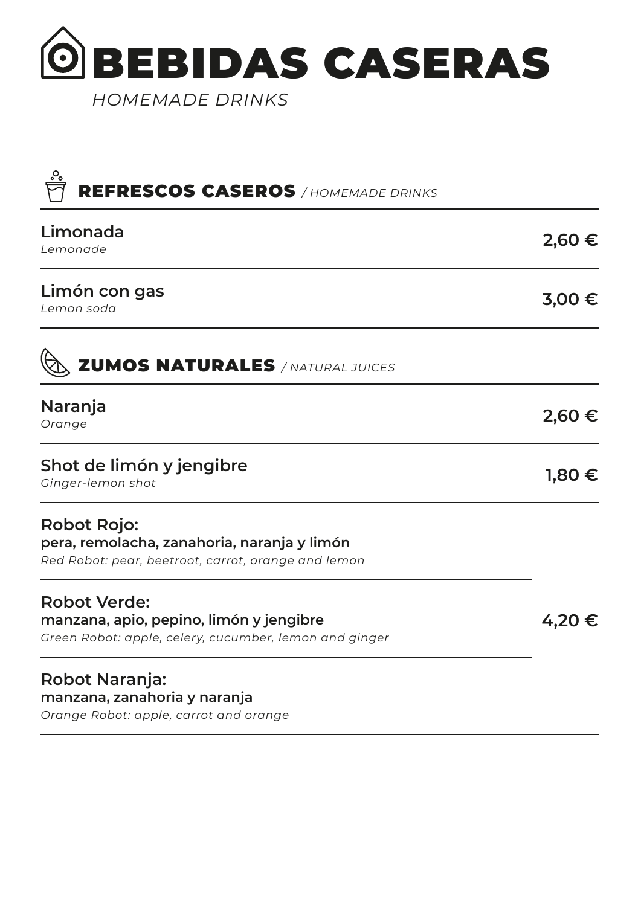# BEBIDAS CASERAS

*HOMEMADE DRINKS*

## REFRESCOS CASEROS */ HOMEMADE DRINKS*

| | |
|---|---|
| **Limonada**<br>*Lemonade* | **2,60 €** |
| **Limón con gas**<br>*Lemon soda* | **3,00 €** |

## ZUMOS NATURALES */ NATURAL JUICES*

| | |
|---|---|
| **Naranja**<br>*Orange* | **2,60 €** |
| **Shot de limón y jengibre**<br>*Ginger-lemon shot* | **1,80 €** |
| **Robot Rojo:**<br>**pera, remolacha, zanahoria, naranja y limón**<br>*Red Robot: pear, beetroot, carrot, orange and lemon* | |
| **Robot Verde:**<br>**manzana, apio, pepino, limón y jengibre**<br>*Green Robot: apple, celery, cucumber, lemon and ginger* | **4,20 €** |
| **Robot Naranja:**<br>**manzana, zanahoria y naranja**<br>*Orange Robot: apple, carrot and orange* | |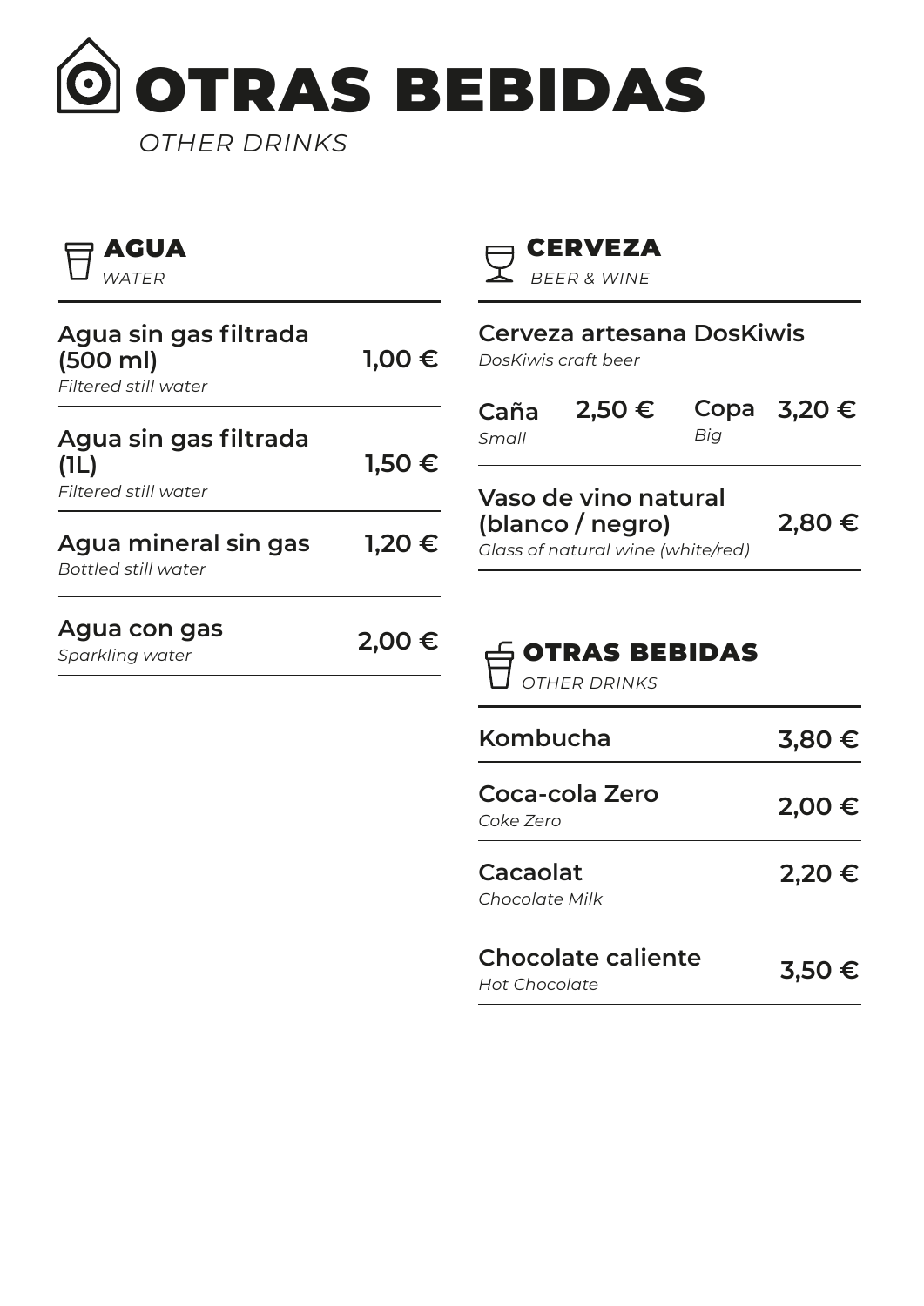# OTRAS BEBIDAS

*OTHER DRINKS*

## AGUA

*WATER*

| | |
|---|---|
| **Agua sin gas filtrada (500 ml)**<br>*Filtered still water* | **1,00 €** |
| **Agua sin gas filtrada (1L)**<br>*Filtered still water* | **1,50 €** |
| **Agua mineral sin gas**<br>*Bottled still water* | **1,20 €** |
| **Agua con gas**<br>*Sparkling water* | **2,00 €** |

## CERVEZA

*BEER & WINE*

**Cerveza artesana DosKiwis**
*DosKiwis craft beer*

| | | | |
|---|---|---|---|
| **Caña**<br>*Small* | **2,50 €** | **Copa**<br>*Big* | **3,20 €** |

| | |
|---|---|
| **Vaso de vino natural (blanco / negro)**<br>*Glass of natural wine (white/red)* | **2,80 €** |

## OTRAS BEBIDAS

*OTHER DRINKS*

| | |
|---|---|
| **Kombucha** | **3,80 €** |
| **Coca-cola Zero**<br>*Coke Zero* | **2,00 €** |
| **Cacaolat**<br>*Chocolate Milk* | **2,20 €** |
| **Chocolate caliente**<br>*Hot Chocolate* | **3,50 €** |